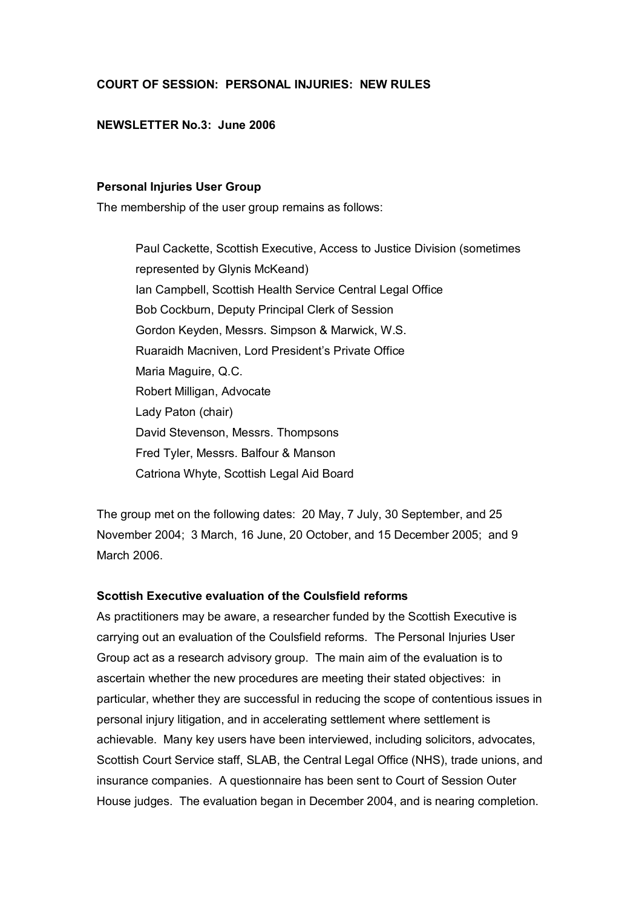**COURT OF SESSION: PERSONAL INJURIES: NEW RULES**

**NEWSLETTER No.3: June 2006**

**Personal Injuries User Group**

The membership of the user group remains as follows:

> Paul Cackette, Scottish Executive, Access to Justice Division (sometimes represented by Glynis McKeand)
> Ian Campbell, Scottish Health Service Central Legal Office
> Bob Cockburn, Deputy Principal Clerk of Session
> Gordon Keyden, Messrs. Simpson & Marwick, W.S.
> Ruaraidh Macniven, Lord President's Private Office
> Maria Maguire, Q.C.
> Robert Milligan, Advocate
> Lady Paton (chair)
> David Stevenson, Messrs. Thompsons
> Fred Tyler, Messrs. Balfour & Manson
> Catriona Whyte, Scottish Legal Aid Board

The group met on the following dates: 20 May, 7 July, 30 September, and 25 November 2004; 3 March, 16 June, 20 October, and 15 December 2005; and 9 March 2006.

**Scottish Executive evaluation of the Coulsfield reforms**

As practitioners may be aware, a researcher funded by the Scottish Executive is carrying out an evaluation of the Coulsfield reforms. The Personal Injuries User Group act as a research advisory group. The main aim of the evaluation is to ascertain whether the new procedures are meeting their stated objectives: in particular, whether they are successful in reducing the scope of contentious issues in personal injury litigation, and in accelerating settlement where settlement is achievable. Many key users have been interviewed, including solicitors, advocates, Scottish Court Service staff, SLAB, the Central Legal Office (NHS), trade unions, and insurance companies. A questionnaire has been sent to Court of Session Outer House judges. The evaluation began in December 2004, and is nearing completion.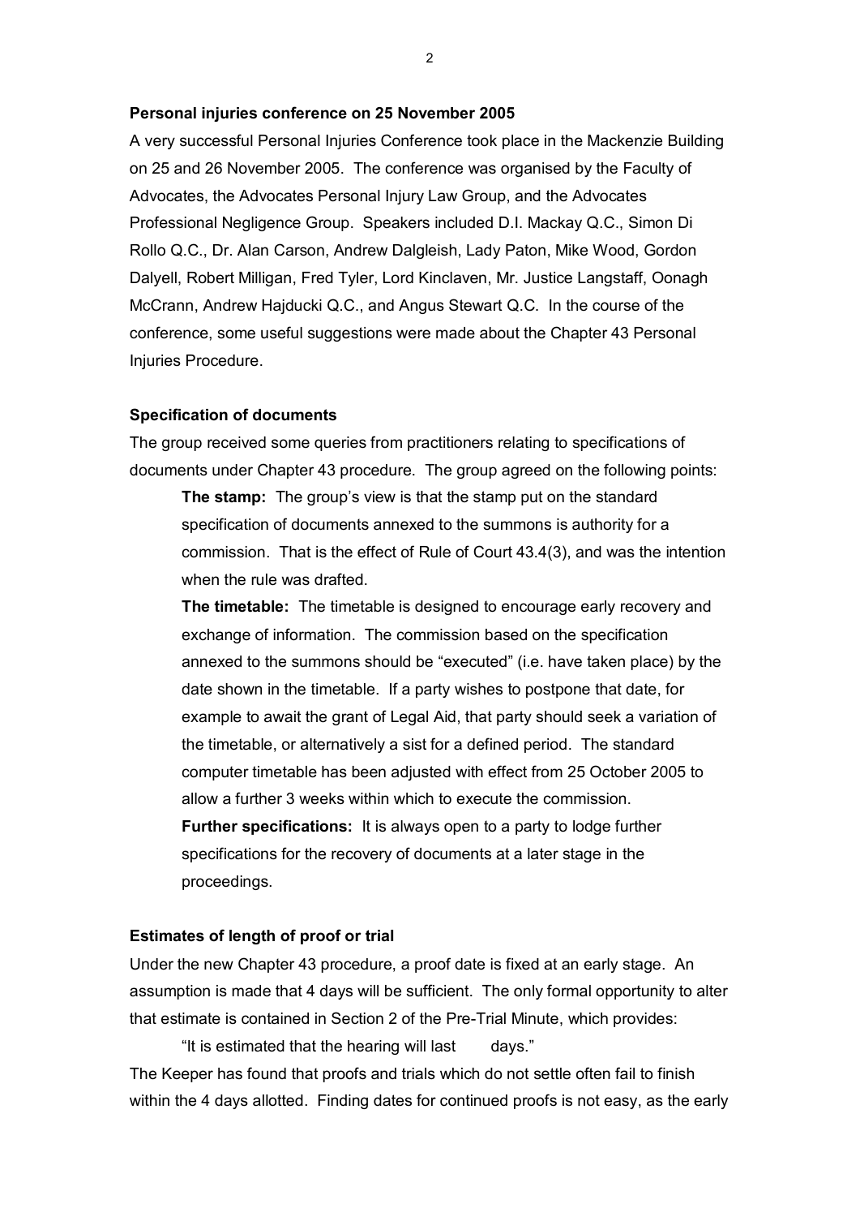**Personal injuries conference on 25 November 2005**

A very successful Personal Injuries Conference took place in the Mackenzie Building on 25 and 26 November 2005. The conference was organised by the Faculty of Advocates, the Advocates Personal Injury Law Group, and the Advocates Professional Negligence Group. Speakers included D.I. Mackay Q.C., Simon Di Rollo Q.C., Dr. Alan Carson, Andrew Dalgleish, Lady Paton, Mike Wood, Gordon Dalyell, Robert Milligan, Fred Tyler, Lord Kinclaven, Mr. Justice Langstaff, Oonagh McCrann, Andrew Hajducki Q.C., and Angus Stewart Q.C. In the course of the conference, some useful suggestions were made about the Chapter 43 Personal Injuries Procedure.

**Specification of documents**

The group received some queries from practitioners relating to specifications of documents under Chapter 43 procedure. The group agreed on the following points:

> **The stamp:** The group's view is that the stamp put on the standard specification of documents annexed to the summons is authority for a commission. That is the effect of Rule of Court 43.4(3), and was the intention when the rule was drafted.
>
> **The timetable:** The timetable is designed to encourage early recovery and exchange of information. The commission based on the specification annexed to the summons should be "executed" (i.e. have taken place) by the date shown in the timetable. If a party wishes to postpone that date, for example to await the grant of Legal Aid, that party should seek a variation of the timetable, or alternatively a sist for a defined period. The standard computer timetable has been adjusted with effect from 25 October 2005 to allow a further 3 weeks within which to execute the commission.
>
> **Further specifications:** It is always open to a party to lodge further specifications for the recovery of documents at a later stage in the proceedings.

**Estimates of length of proof or trial**

Under the new Chapter 43 procedure, a proof date is fixed at an early stage. An assumption is made that 4 days will be sufficient. The only formal opportunity to alter that estimate is contained in Section 2 of the Pre-Trial Minute, which provides:

> "It is estimated that the hearing will last     days."

The Keeper has found that proofs and trials which do not settle often fail to finish within the 4 days allotted. Finding dates for continued proofs is not easy, as the early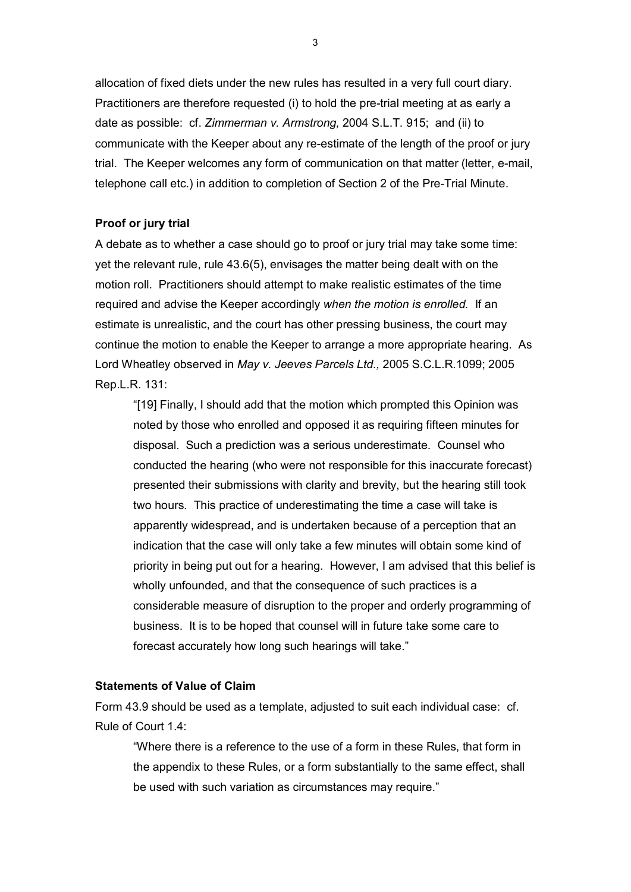allocation of fixed diets under the new rules has resulted in a very full court diary. Practitioners are therefore requested (i) to hold the pre-trial meeting at as early a date as possible: cf. *Zimmerman v. Armstrong,* 2004 S.L.T. 915; and (ii) to communicate with the Keeper about any re-estimate of the length of the proof or jury trial. The Keeper welcomes any form of communication on that matter (letter, e-mail, telephone call etc.) in addition to completion of Section 2 of the Pre-Trial Minute.

**Proof or jury trial**

A debate as to whether a case should go to proof or jury trial may take some time: yet the relevant rule, rule 43.6(5), envisages the matter being dealt with on the motion roll. Practitioners should attempt to make realistic estimates of the time required and advise the Keeper accordingly *when the motion is enrolled.* If an estimate is unrealistic, and the court has other pressing business, the court may continue the motion to enable the Keeper to arrange a more appropriate hearing. As Lord Wheatley observed in *May v. Jeeves Parcels Ltd.,* 2005 S.C.L.R.1099; 2005 Rep.L.R. 131:

> "[19] Finally, I should add that the motion which prompted this Opinion was noted by those who enrolled and opposed it as requiring fifteen minutes for disposal. Such a prediction was a serious underestimate. Counsel who conducted the hearing (who were not responsible for this inaccurate forecast) presented their submissions with clarity and brevity, but the hearing still took two hours. This practice of underestimating the time a case will take is apparently widespread, and is undertaken because of a perception that an indication that the case will only take a few minutes will obtain some kind of priority in being put out for a hearing. However, I am advised that this belief is wholly unfounded, and that the consequence of such practices is a considerable measure of disruption to the proper and orderly programming of business. It is to be hoped that counsel will in future take some care to forecast accurately how long such hearings will take."

**Statements of Value of Claim**

Form 43.9 should be used as a template, adjusted to suit each individual case: cf. Rule of Court 1.4:

> "Where there is a reference to the use of a form in these Rules, that form in the appendix to these Rules, or a form substantially to the same effect, shall be used with such variation as circumstances may require."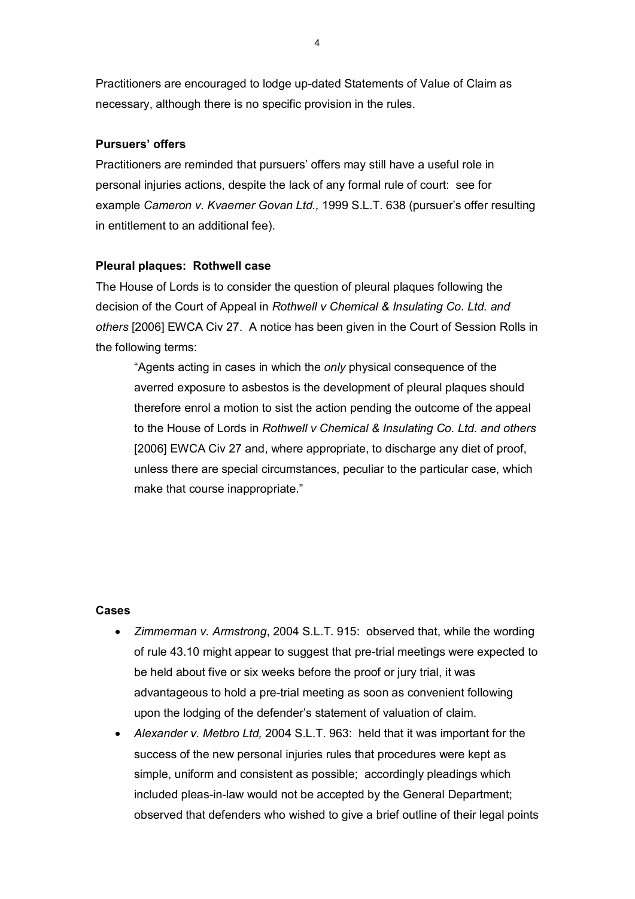Practitioners are encouraged to lodge up-dated Statements of Value of Claim as necessary, although there is no specific provision in the rules.

**Pursuers' offers**

Practitioners are reminded that pursuers' offers may still have a useful role in personal injuries actions, despite the lack of any formal rule of court: see for example *Cameron v. Kvaerner Govan Ltd.,* 1999 S.L.T. 638 (pursuer's offer resulting in entitlement to an additional fee).

**Pleural plaques: Rothwell case**

The House of Lords is to consider the question of pleural plaques following the decision of the Court of Appeal in *Rothwell v Chemical & Insulating Co. Ltd. and others* [2006] EWCA Civ 27. A notice has been given in the Court of Session Rolls in the following terms:

> "Agents acting in cases in which the *only* physical consequence of the averred exposure to asbestos is the development of pleural plaques should therefore enrol a motion to sist the action pending the outcome of the appeal to the House of Lords in *Rothwell v Chemical & Insulating Co. Ltd. and others* [2006] EWCA Civ 27 and, where appropriate, to discharge any diet of proof, unless there are special circumstances, peculiar to the particular case, which make that course inappropriate."

**Cases**

- *Zimmerman v. Armstrong*, 2004 S.L.T. 915: observed that, while the wording of rule 43.10 might appear to suggest that pre-trial meetings were expected to be held about five or six weeks before the proof or jury trial, it was advantageous to hold a pre-trial meeting as soon as convenient following upon the lodging of the defender's statement of valuation of claim.
- *Alexander v. Metbro Ltd,* 2004 S.L.T. 963: held that it was important for the success of the new personal injuries rules that procedures were kept as simple, uniform and consistent as possible; accordingly pleadings which included pleas-in-law would not be accepted by the General Department; observed that defenders who wished to give a brief outline of their legal points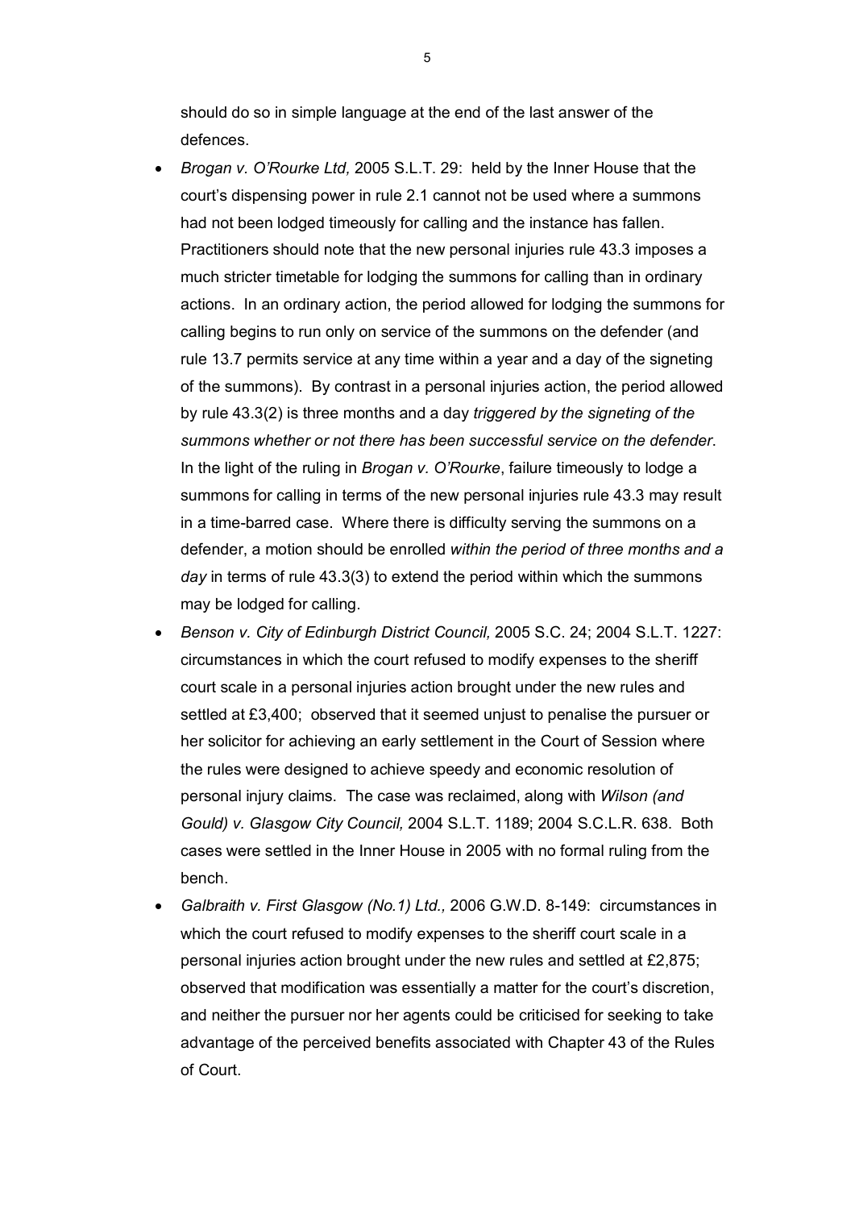should do so in simple language at the end of the last answer of the defences.

- *Brogan v. O'Rourke Ltd,* 2005 S.L.T. 29: held by the Inner House that the court's dispensing power in rule 2.1 cannot not be used where a summons had not been lodged timeously for calling and the instance has fallen. Practitioners should note that the new personal injuries rule 43.3 imposes a much stricter timetable for lodging the summons for calling than in ordinary actions. In an ordinary action, the period allowed for lodging the summons for calling begins to run only on service of the summons on the defender (and rule 13.7 permits service at any time within a year and a day of the signeting of the summons). By contrast in a personal injuries action, the period allowed by rule 43.3(2) is three months and a day *triggered by the signeting of the summons whether or not there has been successful service on the defender*. In the light of the ruling in *Brogan v. O'Rourke*, failure timeously to lodge a summons for calling in terms of the new personal injuries rule 43.3 may result in a time-barred case. Where there is difficulty serving the summons on a defender, a motion should be enrolled *within the period of three months and a day* in terms of rule 43.3(3) to extend the period within which the summons may be lodged for calling.
- *Benson v. City of Edinburgh District Council,* 2005 S.C. 24; 2004 S.L.T. 1227: circumstances in which the court refused to modify expenses to the sheriff court scale in a personal injuries action brought under the new rules and settled at £3,400; observed that it seemed unjust to penalise the pursuer or her solicitor for achieving an early settlement in the Court of Session where the rules were designed to achieve speedy and economic resolution of personal injury claims. The case was reclaimed, along with *Wilson (and Gould) v. Glasgow City Council,* 2004 S.L.T. 1189; 2004 S.C.L.R. 638. Both cases were settled in the Inner House in 2005 with no formal ruling from the bench.
- *Galbraith v. First Glasgow (No.1) Ltd.,* 2006 G.W.D. 8-149: circumstances in which the court refused to modify expenses to the sheriff court scale in a personal injuries action brought under the new rules and settled at £2,875; observed that modification was essentially a matter for the court's discretion, and neither the pursuer nor her agents could be criticised for seeking to take advantage of the perceived benefits associated with Chapter 43 of the Rules of Court.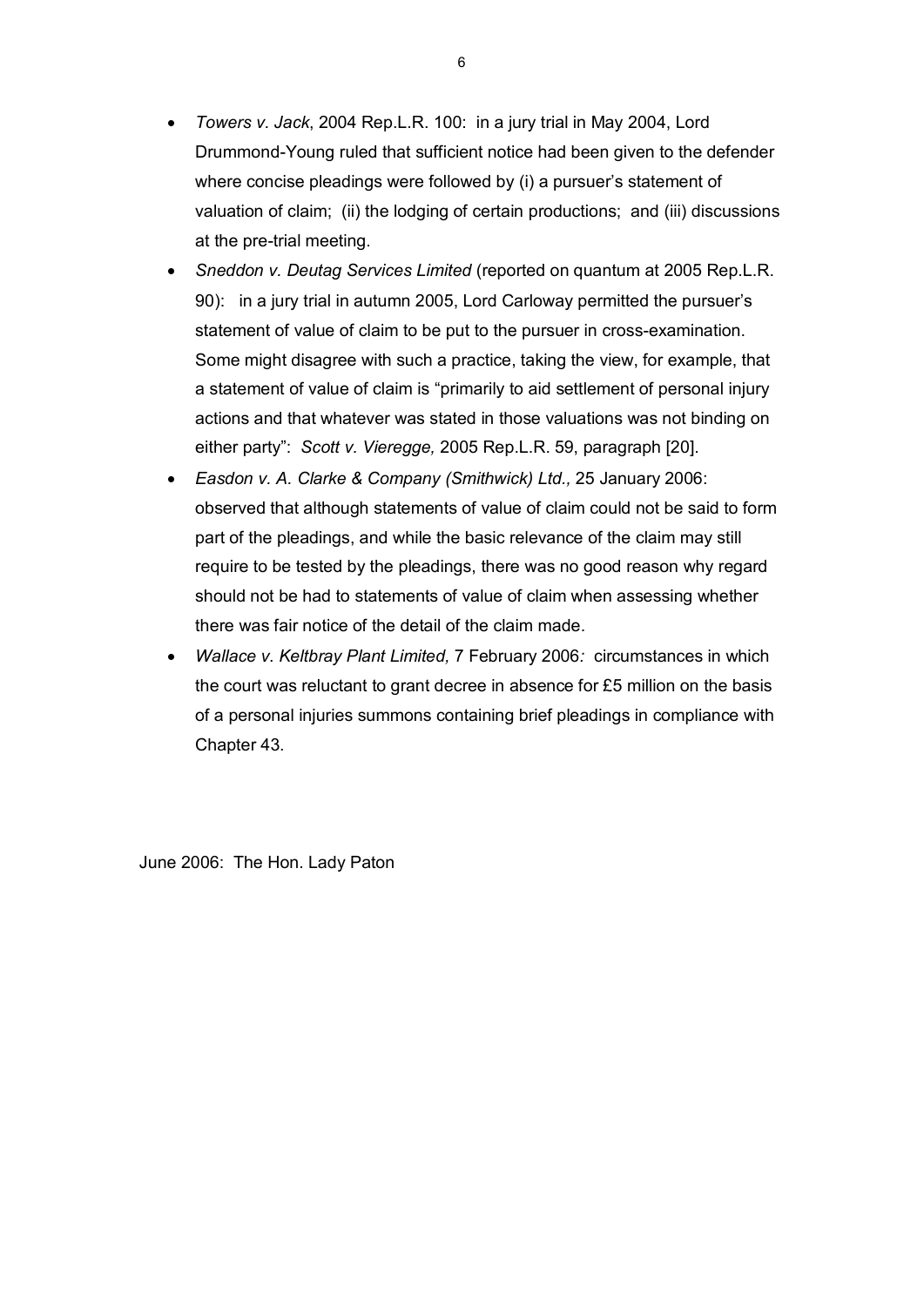- *Towers v. Jack*, 2004 Rep.L.R. 100: in a jury trial in May 2004, Lord Drummond-Young ruled that sufficient notice had been given to the defender where concise pleadings were followed by (i) a pursuer's statement of valuation of claim; (ii) the lodging of certain productions; and (iii) discussions at the pre-trial meeting.
- *Sneddon v. Deutag Services Limited* (reported on quantum at 2005 Rep.L.R. 90): in a jury trial in autumn 2005, Lord Carloway permitted the pursuer's statement of value of claim to be put to the pursuer in cross-examination. Some might disagree with such a practice, taking the view, for example, that a statement of value of claim is "primarily to aid settlement of personal injury actions and that whatever was stated in those valuations was not binding on either party": *Scott v. Vieregge,* 2005 Rep.L.R. 59, paragraph [20].
- *Easdon v. A. Clarke & Company (Smithwick) Ltd.,* 25 January 2006: observed that although statements of value of claim could not be said to form part of the pleadings, and while the basic relevance of the claim may still require to be tested by the pleadings, there was no good reason why regard should not be had to statements of value of claim when assessing whether there was fair notice of the detail of the claim made.
- *Wallace v. Keltbray Plant Limited,* 7 February 2006*:* circumstances in which the court was reluctant to grant decree in absence for £5 million on the basis of a personal injuries summons containing brief pleadings in compliance with Chapter 43.

June 2006: The Hon. Lady Paton